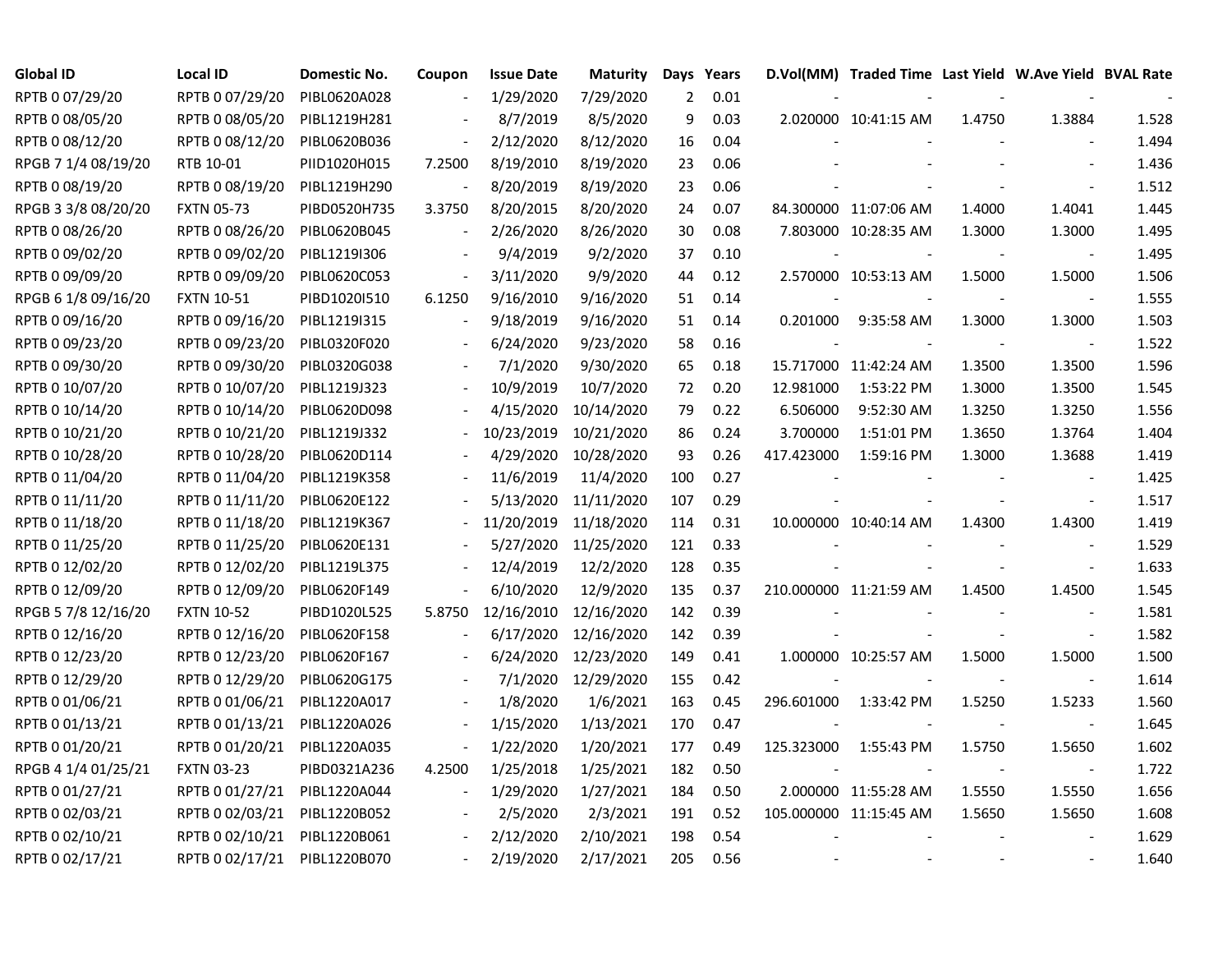| Global ID | Local ID | Domestic No. | Coupon | Issue Date | Maturity | Days | Years | D.Vol(MM) | Traded Time | Last Yield | W.Ave Yield | BVAL Rate |
|---|---|---|---|---|---|---|---|---|---|---|---|---|
| RPTB 0 07/29/20 | RPTB 0 07/29/20 | PIBL0620A028 | - | 1/29/2020 | 7/29/2020 | 2 | 0.01 | - | - | - | - | - |
| RPTB 0 08/05/20 | RPTB 0 08/05/20 | PIBL1219H281 | - | 8/7/2019 | 8/5/2020 | 9 | 0.03 | 2.020000 | 10:41:15 AM | 1.4750 | 1.3884 | 1.528 |
| RPTB 0 08/12/20 | RPTB 0 08/12/20 | PIBL0620B036 | - | 2/12/2020 | 8/12/2020 | 16 | 0.04 | - | - | - | - | 1.494 |
| RPGB 7 1/4 08/19/20 | RTB 10-01 | PIID1020H015 | 7.2500 | 8/19/2010 | 8/19/2020 | 23 | 0.06 | - | - | - | - | 1.436 |
| RPTB 0 08/19/20 | RPTB 0 08/19/20 | PIBL1219H290 | - | 8/20/2019 | 8/19/2020 | 23 | 0.06 | - | - | - | - | 1.512 |
| RPGB 3 3/8 08/20/20 | FXTN 05-73 | PIBD0520H735 | 3.3750 | 8/20/2015 | 8/20/2020 | 24 | 0.07 | 84.300000 | 11:07:06 AM | 1.4000 | 1.4041 | 1.445 |
| RPTB 0 08/26/20 | RPTB 0 08/26/20 | PIBL0620B045 | - | 2/26/2020 | 8/26/2020 | 30 | 0.08 | 7.803000 | 10:28:35 AM | 1.3000 | 1.3000 | 1.495 |
| RPTB 0 09/02/20 | RPTB 0 09/02/20 | PIBL1219I306 | - | 9/4/2019 | 9/2/2020 | 37 | 0.10 | - | - | - | - | 1.495 |
| RPTB 0 09/09/20 | RPTB 0 09/09/20 | PIBL0620C053 | - | 3/11/2020 | 9/9/2020 | 44 | 0.12 | 2.570000 | 10:53:13 AM | 1.5000 | 1.5000 | 1.506 |
| RPGB 6 1/8 09/16/20 | FXTN 10-51 | PIBD1020I510 | 6.1250 | 9/16/2010 | 9/16/2020 | 51 | 0.14 | - | - | - | - | 1.555 |
| RPTB 0 09/16/20 | RPTB 0 09/16/20 | PIBL1219I315 | - | 9/18/2019 | 9/16/2020 | 51 | 0.14 | 0.201000 | 9:35:58 AM | 1.3000 | 1.3000 | 1.503 |
| RPTB 0 09/23/20 | RPTB 0 09/23/20 | PIBL0320F020 | - | 6/24/2020 | 9/23/2020 | 58 | 0.16 | - | - | - | - | 1.522 |
| RPTB 0 09/30/20 | RPTB 0 09/30/20 | PIBL0320G038 | - | 7/1/2020 | 9/30/2020 | 65 | 0.18 | 15.717000 | 11:42:24 AM | 1.3500 | 1.3500 | 1.596 |
| RPTB 0 10/07/20 | RPTB 0 10/07/20 | PIBL1219J323 | - | 10/9/2019 | 10/7/2020 | 72 | 0.20 | 12.981000 | 1:53:22 PM | 1.3000 | 1.3500 | 1.545 |
| RPTB 0 10/14/20 | RPTB 0 10/14/20 | PIBL0620D098 | - | 4/15/2020 | 10/14/2020 | 79 | 0.22 | 6.506000 | 9:52:30 AM | 1.3250 | 1.3250 | 1.556 |
| RPTB 0 10/21/20 | RPTB 0 10/21/20 | PIBL1219J332 | - | 10/23/2019 | 10/21/2020 | 86 | 0.24 | 3.700000 | 1:51:01 PM | 1.3650 | 1.3764 | 1.404 |
| RPTB 0 10/28/20 | RPTB 0 10/28/20 | PIBL0620D114 | - | 4/29/2020 | 10/28/2020 | 93 | 0.26 | 417.423000 | 1:59:16 PM | 1.3000 | 1.3688 | 1.419 |
| RPTB 0 11/04/20 | RPTB 0 11/04/20 | PIBL1219K358 | - | 11/6/2019 | 11/4/2020 | 100 | 0.27 | - | - | - | - | 1.425 |
| RPTB 0 11/11/20 | RPTB 0 11/11/20 | PIBL0620E122 | - | 5/13/2020 | 11/11/2020 | 107 | 0.29 | - | - | - | - | 1.517 |
| RPTB 0 11/18/20 | RPTB 0 11/18/20 | PIBL1219K367 | - | 11/20/2019 | 11/18/2020 | 114 | 0.31 | 10.000000 | 10:40:14 AM | 1.4300 | 1.4300 | 1.419 |
| RPTB 0 11/25/20 | RPTB 0 11/25/20 | PIBL0620E131 | - | 5/27/2020 | 11/25/2020 | 121 | 0.33 | - | - | - | - | 1.529 |
| RPTB 0 12/02/20 | RPTB 0 12/02/20 | PIBL1219L375 | - | 12/4/2019 | 12/2/2020 | 128 | 0.35 | - | - | - | - | 1.633 |
| RPTB 0 12/09/20 | RPTB 0 12/09/20 | PIBL0620F149 | - | 6/10/2020 | 12/9/2020 | 135 | 0.37 | 210.000000 | 11:21:59 AM | 1.4500 | 1.4500 | 1.545 |
| RPGB 5 7/8 12/16/20 | FXTN 10-52 | PIBD1020L525 | 5.8750 | 12/16/2010 | 12/16/2020 | 142 | 0.39 | - | - | - | - | 1.581 |
| RPTB 0 12/16/20 | RPTB 0 12/16/20 | PIBL0620F158 | - | 6/17/2020 | 12/16/2020 | 142 | 0.39 | - | - | - | - | 1.582 |
| RPTB 0 12/23/20 | RPTB 0 12/23/20 | PIBL0620F167 | - | 6/24/2020 | 12/23/2020 | 149 | 0.41 | 1.000000 | 10:25:57 AM | 1.5000 | 1.5000 | 1.500 |
| RPTB 0 12/29/20 | RPTB 0 12/29/20 | PIBL0620G175 | - | 7/1/2020 | 12/29/2020 | 155 | 0.42 | - | - | - | - | 1.614 |
| RPTB 0 01/06/21 | RPTB 0 01/06/21 | PIBL1220A017 | - | 1/8/2020 | 1/6/2021 | 163 | 0.45 | 296.601000 | 1:33:42 PM | 1.5250 | 1.5233 | 1.560 |
| RPTB 0 01/13/21 | RPTB 0 01/13/21 | PIBL1220A026 | - | 1/15/2020 | 1/13/2021 | 170 | 0.47 | - | - | - | - | 1.645 |
| RPTB 0 01/20/21 | RPTB 0 01/20/21 | PIBL1220A035 | - | 1/22/2020 | 1/20/2021 | 177 | 0.49 | 125.323000 | 1:55:43 PM | 1.5750 | 1.5650 | 1.602 |
| RPGB 4 1/4 01/25/21 | FXTN 03-23 | PIBD0321A236 | 4.2500 | 1/25/2018 | 1/25/2021 | 182 | 0.50 | - | - | - | - | 1.722 |
| RPTB 0 01/27/21 | RPTB 0 01/27/21 | PIBL1220A044 | - | 1/29/2020 | 1/27/2021 | 184 | 0.50 | 2.000000 | 11:55:28 AM | 1.5550 | 1.5550 | 1.656 |
| RPTB 0 02/03/21 | RPTB 0 02/03/21 | PIBL1220B052 | - | 2/5/2020 | 2/3/2021 | 191 | 0.52 | 105.000000 | 11:15:45 AM | 1.5650 | 1.5650 | 1.608 |
| RPTB 0 02/10/21 | RPTB 0 02/10/21 | PIBL1220B061 | - | 2/12/2020 | 2/10/2021 | 198 | 0.54 | - | - | - | - | 1.629 |
| RPTB 0 02/17/21 | RPTB 0 02/17/21 | PIBL1220B070 | - | 2/19/2020 | 2/17/2021 | 205 | 0.56 | - | - | - | - | 1.640 |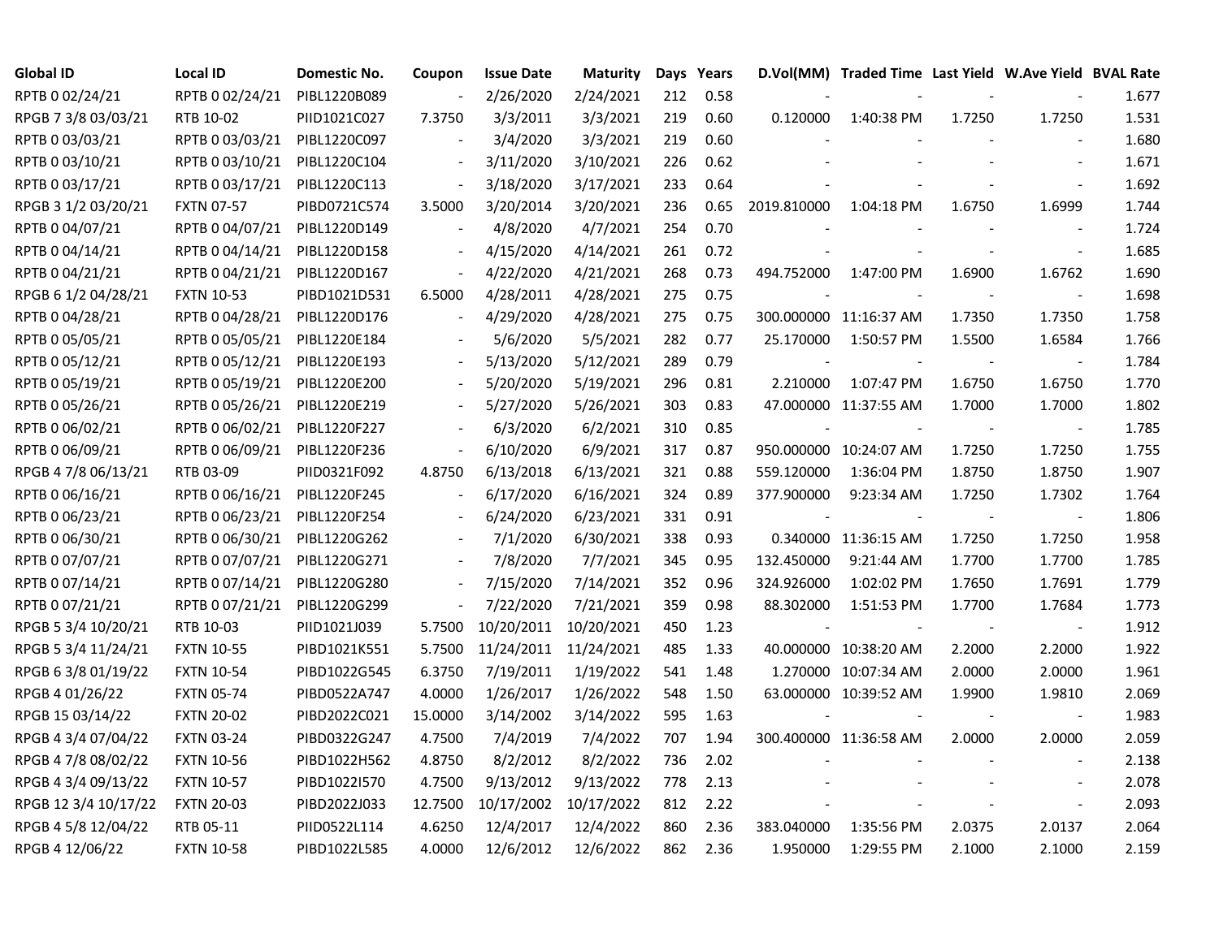| Global ID | Local ID | Domestic No. | Coupon | Issue Date | Maturity | Days | Years | D.Vol(MM) | Traded Time | Last Yield | W.Ave Yield | BVAL Rate |
|---|---|---|---|---|---|---|---|---|---|---|---|---|
| RPTB 0 02/24/21 | RPTB 0 02/24/21 | PIBL1220B089 | - | 2/26/2020 | 2/24/2021 | 212 | 0.58 | - | - | - | - | 1.677 |
| RPGB 7 3/8 03/03/21 | RTB 10-02 | PIID1021C027 | 7.3750 | 3/3/2011 | 3/3/2021 | 219 | 0.60 | 0.120000 | 1:40:38 PM | 1.7250 | 1.7250 | 1.531 |
| RPTB 0 03/03/21 | RPTB 0 03/03/21 | PIBL1220C097 | - | 3/4/2020 | 3/3/2021 | 219 | 0.60 | - | - | - | - | 1.680 |
| RPTB 0 03/10/21 | RPTB 0 03/10/21 | PIBL1220C104 | - | 3/11/2020 | 3/10/2021 | 226 | 0.62 | - | - | - | - | 1.671 |
| RPTB 0 03/17/21 | RPTB 0 03/17/21 | PIBL1220C113 | - | 3/18/2020 | 3/17/2021 | 233 | 0.64 | - | - | - | - | 1.692 |
| RPGB 3 1/2 03/20/21 | FXTN 07-57 | PIBD0721C574 | 3.5000 | 3/20/2014 | 3/20/2021 | 236 | 0.65 | 2019.810000 | 1:04:18 PM | 1.6750 | 1.6999 | 1.744 |
| RPTB 0 04/07/21 | RPTB 0 04/07/21 | PIBL1220D149 | - | 4/8/2020 | 4/7/2021 | 254 | 0.70 | - | - | - | - | 1.724 |
| RPTB 0 04/14/21 | RPTB 0 04/14/21 | PIBL1220D158 | - | 4/15/2020 | 4/14/2021 | 261 | 0.72 | - | - | - | - | 1.685 |
| RPTB 0 04/21/21 | RPTB 0 04/21/21 | PIBL1220D167 | - | 4/22/2020 | 4/21/2021 | 268 | 0.73 | 494.752000 | 1:47:00 PM | 1.6900 | 1.6762 | 1.690 |
| RPGB 6 1/2 04/28/21 | FXTN 10-53 | PIBD1021D531 | 6.5000 | 4/28/2011 | 4/28/2021 | 275 | 0.75 | - | - | - | - | 1.698 |
| RPTB 0 04/28/21 | RPTB 0 04/28/21 | PIBL1220D176 | - | 4/29/2020 | 4/28/2021 | 275 | 0.75 | 300.000000 | 11:16:37 AM | 1.7350 | 1.7350 | 1.758 |
| RPTB 0 05/05/21 | RPTB 0 05/05/21 | PIBL1220E184 | - | 5/6/2020 | 5/5/2021 | 282 | 0.77 | 25.170000 | 1:50:57 PM | 1.5500 | 1.6584 | 1.766 |
| RPTB 0 05/12/21 | RPTB 0 05/12/21 | PIBL1220E193 | - | 5/13/2020 | 5/12/2021 | 289 | 0.79 | - | - | - | - | 1.784 |
| RPTB 0 05/19/21 | RPTB 0 05/19/21 | PIBL1220E200 | - | 5/20/2020 | 5/19/2021 | 296 | 0.81 | 2.210000 | 1:07:47 PM | 1.6750 | 1.6750 | 1.770 |
| RPTB 0 05/26/21 | RPTB 0 05/26/21 | PIBL1220E219 | - | 5/27/2020 | 5/26/2021 | 303 | 0.83 | 47.000000 | 11:37:55 AM | 1.7000 | 1.7000 | 1.802 |
| RPTB 0 06/02/21 | RPTB 0 06/02/21 | PIBL1220F227 | - | 6/3/2020 | 6/2/2021 | 310 | 0.85 | - | - | - | - | 1.785 |
| RPTB 0 06/09/21 | RPTB 0 06/09/21 | PIBL1220F236 | - | 6/10/2020 | 6/9/2021 | 317 | 0.87 | 950.000000 | 10:24:07 AM | 1.7250 | 1.7250 | 1.755 |
| RPGB 4 7/8 06/13/21 | RTB 03-09 | PIID0321F092 | 4.8750 | 6/13/2018 | 6/13/2021 | 321 | 0.88 | 559.120000 | 1:36:04 PM | 1.8750 | 1.8750 | 1.907 |
| RPTB 0 06/16/21 | RPTB 0 06/16/21 | PIBL1220F245 | - | 6/17/2020 | 6/16/2021 | 324 | 0.89 | 377.900000 | 9:23:34 AM | 1.7250 | 1.7302 | 1.764 |
| RPTB 0 06/23/21 | RPTB 0 06/23/21 | PIBL1220F254 | - | 6/24/2020 | 6/23/2021 | 331 | 0.91 | - | - | - | - | 1.806 |
| RPTB 0 06/30/21 | RPTB 0 06/30/21 | PIBL1220G262 | - | 7/1/2020 | 6/30/2021 | 338 | 0.93 | 0.340000 | 11:36:15 AM | 1.7250 | 1.7250 | 1.958 |
| RPTB 0 07/07/21 | RPTB 0 07/07/21 | PIBL1220G271 | - | 7/8/2020 | 7/7/2021 | 345 | 0.95 | 132.450000 | 9:21:44 AM | 1.7700 | 1.7700 | 1.785 |
| RPTB 0 07/14/21 | RPTB 0 07/14/21 | PIBL1220G280 | - | 7/15/2020 | 7/14/2021 | 352 | 0.96 | 324.926000 | 1:02:02 PM | 1.7650 | 1.7691 | 1.779 |
| RPTB 0 07/21/21 | RPTB 0 07/21/21 | PIBL1220G299 | - | 7/22/2020 | 7/21/2021 | 359 | 0.98 | 88.302000 | 1:51:53 PM | 1.7700 | 1.7684 | 1.773 |
| RPGB 5 3/4 10/20/21 | RTB 10-03 | PIID1021J039 | 5.7500 | 10/20/2011 | 10/20/2021 | 450 | 1.23 | - | - | - | - | 1.912 |
| RPGB 5 3/4 11/24/21 | FXTN 10-55 | PIBD1021K551 | 5.7500 | 11/24/2011 | 11/24/2021 | 485 | 1.33 | 40.000000 | 10:38:20 AM | 2.2000 | 2.2000 | 1.922 |
| RPGB 6 3/8 01/19/22 | FXTN 10-54 | PIBD1022G545 | 6.3750 | 7/19/2011 | 1/19/2022 | 541 | 1.48 | 1.270000 | 10:07:34 AM | 2.0000 | 2.0000 | 1.961 |
| RPGB 4 01/26/22 | FXTN 05-74 | PIBD0522A747 | 4.0000 | 1/26/2017 | 1/26/2022 | 548 | 1.50 | 63.000000 | 10:39:52 AM | 1.9900 | 1.9810 | 2.069 |
| RPGB 15 03/14/22 | FXTN 20-02 | PIBD2022C021 | 15.0000 | 3/14/2002 | 3/14/2022 | 595 | 1.63 | - | - | - | - | 1.983 |
| RPGB 4 3/4 07/04/22 | FXTN 03-24 | PIBD0322G247 | 4.7500 | 7/4/2019 | 7/4/2022 | 707 | 1.94 | 300.400000 | 11:36:58 AM | 2.0000 | 2.0000 | 2.059 |
| RPGB 4 7/8 08/02/22 | FXTN 10-56 | PIBD1022H562 | 4.8750 | 8/2/2012 | 8/2/2022 | 736 | 2.02 | - | - | - | - | 2.138 |
| RPGB 4 3/4 09/13/22 | FXTN 10-57 | PIBD1022I570 | 4.7500 | 9/13/2012 | 9/13/2022 | 778 | 2.13 | - | - | - | - | 2.078 |
| RPGB 12 3/4 10/17/22 | FXTN 20-03 | PIBD2022J033 | 12.7500 | 10/17/2002 | 10/17/2022 | 812 | 2.22 | - | - | - | - | 2.093 |
| RPGB 4 5/8 12/04/22 | RTB 05-11 | PIID0522L114 | 4.6250 | 12/4/2017 | 12/4/2022 | 860 | 2.36 | 383.040000 | 1:35:56 PM | 2.0375 | 2.0137 | 2.064 |
| RPGB 4 12/06/22 | FXTN 10-58 | PIBD1022L585 | 4.0000 | 12/6/2012 | 12/6/2022 | 862 | 2.36 | 1.950000 | 1:29:55 PM | 2.1000 | 2.1000 | 2.159 |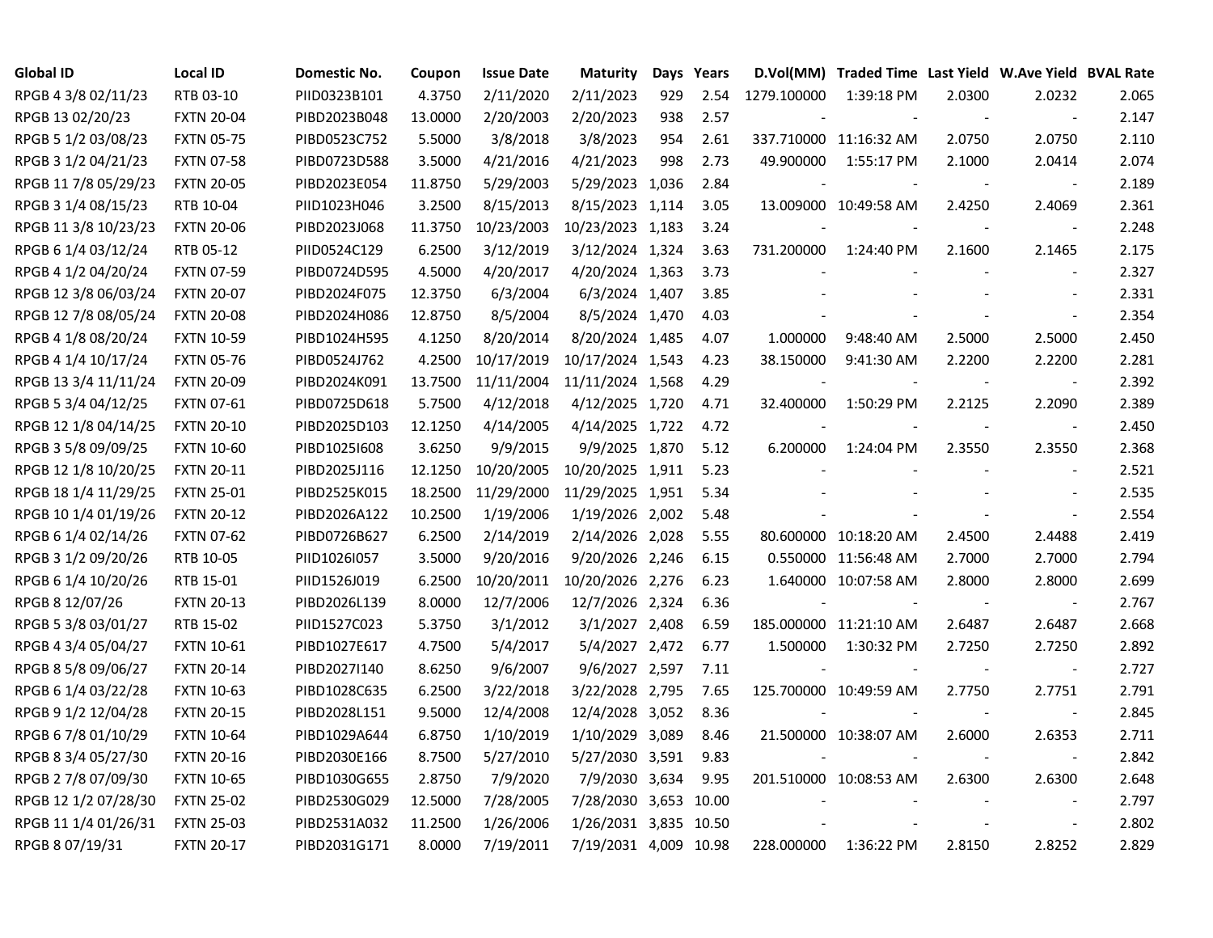| Global ID | Local ID | Domestic No. | Coupon | Issue Date | Maturity | Days | Years | D.Vol(MM) | Traded Time | Last Yield | W.Ave Yield | BVAL Rate |
|---|---|---|---|---|---|---|---|---|---|---|---|---|
| RPGB 4 3/8 02/11/23 | RTB 03-10 | PIID0323B101 | 4.3750 | 2/11/2020 | 2/11/2023 | 929 | 2.54 | 1279.100000 | 1:39:18 PM | 2.0300 | 2.0232 | 2.065 |
| RPGB 13 02/20/23 | FXTN 20-04 | PIBD2023B048 | 13.0000 | 2/20/2003 | 2/20/2023 | 938 | 2.57 | - | - | - | - | 2.147 |
| RPGB 5 1/2 03/08/23 | FXTN 05-75 | PIBD0523C752 | 5.5000 | 3/8/2018 | 3/8/2023 | 954 | 2.61 | 337.710000 | 11:16:32 AM | 2.0750 | 2.0750 | 2.110 |
| RPGB 3 1/2 04/21/23 | FXTN 07-58 | PIBD0723D588 | 3.5000 | 4/21/2016 | 4/21/2023 | 998 | 2.73 | 49.900000 | 1:55:17 PM | 2.1000 | 2.0414 | 2.074 |
| RPGB 11 7/8 05/29/23 | FXTN 20-05 | PIBD2023E054 | 11.8750 | 5/29/2003 | 5/29/2023 | 1,036 | 2.84 | - | - | - | - | 2.189 |
| RPGB 3 1/4 08/15/23 | RTB 10-04 | PIID1023H046 | 3.2500 | 8/15/2013 | 8/15/2023 | 1,114 | 3.05 | 13.009000 | 10:49:58 AM | 2.4250 | 2.4069 | 2.361 |
| RPGB 11 3/8 10/23/23 | FXTN 20-06 | PIBD2023J068 | 11.3750 | 10/23/2003 | 10/23/2023 | 1,183 | 3.24 | - | - | - | - | 2.248 |
| RPGB 6 1/4 03/12/24 | RTB 05-12 | PIID0524C129 | 6.2500 | 3/12/2019 | 3/12/2024 | 1,324 | 3.63 | 731.200000 | 1:24:40 PM | 2.1600 | 2.1465 | 2.175 |
| RPGB 4 1/2 04/20/24 | FXTN 07-59 | PIBD0724D595 | 4.5000 | 4/20/2017 | 4/20/2024 | 1,363 | 3.73 | - | - | - | - | 2.327 |
| RPGB 12 3/8 06/03/24 | FXTN 20-07 | PIBD2024F075 | 12.3750 | 6/3/2004 | 6/3/2024 | 1,407 | 3.85 | - | - | - | - | 2.331 |
| RPGB 12 7/8 08/05/24 | FXTN 20-08 | PIBD2024H086 | 12.8750 | 8/5/2004 | 8/5/2024 | 1,470 | 4.03 | - | - | - | - | 2.354 |
| RPGB 4 1/8 08/20/24 | FXTN 10-59 | PIBD1024H595 | 4.1250 | 8/20/2014 | 8/20/2024 | 1,485 | 4.07 | 1.000000 | 9:48:40 AM | 2.5000 | 2.5000 | 2.450 |
| RPGB 4 1/4 10/17/24 | FXTN 05-76 | PIBD0524J762 | 4.2500 | 10/17/2019 | 10/17/2024 | 1,543 | 4.23 | 38.150000 | 9:41:30 AM | 2.2200 | 2.2200 | 2.281 |
| RPGB 13 3/4 11/11/24 | FXTN 20-09 | PIBD2024K091 | 13.7500 | 11/11/2004 | 11/11/2024 | 1,568 | 4.29 | - | - | - | - | 2.392 |
| RPGB 5 3/4 04/12/25 | FXTN 07-61 | PIBD0725D618 | 5.7500 | 4/12/2018 | 4/12/2025 | 1,720 | 4.71 | 32.400000 | 1:50:29 PM | 2.2125 | 2.2090 | 2.389 |
| RPGB 12 1/8 04/14/25 | FXTN 20-10 | PIBD2025D103 | 12.1250 | 4/14/2005 | 4/14/2025 | 1,722 | 4.72 | - | - | - | - | 2.450 |
| RPGB 3 5/8 09/09/25 | FXTN 10-60 | PIBD1025I608 | 3.6250 | 9/9/2015 | 9/9/2025 | 1,870 | 5.12 | 6.200000 | 1:24:04 PM | 2.3550 | 2.3550 | 2.368 |
| RPGB 12 1/8 10/20/25 | FXTN 20-11 | PIBD2025J116 | 12.1250 | 10/20/2005 | 10/20/2025 | 1,911 | 5.23 | - | - | - | - | 2.521 |
| RPGB 18 1/4 11/29/25 | FXTN 25-01 | PIBD2525K015 | 18.2500 | 11/29/2000 | 11/29/2025 | 1,951 | 5.34 | - | - | - | - | 2.535 |
| RPGB 10 1/4 01/19/26 | FXTN 20-12 | PIBD2026A122 | 10.2500 | 1/19/2006 | 1/19/2026 | 2,002 | 5.48 | - | - | - | - | 2.554 |
| RPGB 6 1/4 02/14/26 | FXTN 07-62 | PIBD0726B627 | 6.2500 | 2/14/2019 | 2/14/2026 | 2,028 | 5.55 | 80.600000 | 10:18:20 AM | 2.4500 | 2.4488 | 2.419 |
| RPGB 3 1/2 09/20/26 | RTB 10-05 | PIID1026I057 | 3.5000 | 9/20/2016 | 9/20/2026 | 2,246 | 6.15 | 0.550000 | 11:56:48 AM | 2.7000 | 2.7000 | 2.794 |
| RPGB 6 1/4 10/20/26 | RTB 15-01 | PIID1526J019 | 6.2500 | 10/20/2011 | 10/20/2026 | 2,276 | 6.23 | 1.640000 | 10:07:58 AM | 2.8000 | 2.8000 | 2.699 |
| RPGB 8 12/07/26 | FXTN 20-13 | PIBD2026L139 | 8.0000 | 12/7/2006 | 12/7/2026 | 2,324 | 6.36 | - | - | - | - | 2.767 |
| RPGB 5 3/8 03/01/27 | RTB 15-02 | PIID1527C023 | 5.3750 | 3/1/2012 | 3/1/2027 | 2,408 | 6.59 | 185.000000 | 11:21:10 AM | 2.6487 | 2.6487 | 2.668 |
| RPGB 4 3/4 05/04/27 | FXTN 10-61 | PIBD1027E617 | 4.7500 | 5/4/2017 | 5/4/2027 | 2,472 | 6.77 | 1.500000 | 1:30:32 PM | 2.7250 | 2.7250 | 2.892 |
| RPGB 8 5/8 09/06/27 | FXTN 20-14 | PIBD2027I140 | 8.6250 | 9/6/2007 | 9/6/2027 | 2,597 | 7.11 | - | - | - | - | 2.727 |
| RPGB 6 1/4 03/22/28 | FXTN 10-63 | PIBD1028C635 | 6.2500 | 3/22/2018 | 3/22/2028 | 2,795 | 7.65 | 125.700000 | 10:49:59 AM | 2.7750 | 2.7751 | 2.791 |
| RPGB 9 1/2 12/04/28 | FXTN 20-15 | PIBD2028L151 | 9.5000 | 12/4/2008 | 12/4/2028 | 3,052 | 8.36 | - | - | - | - | 2.845 |
| RPGB 6 7/8 01/10/29 | FXTN 10-64 | PIBD1029A644 | 6.8750 | 1/10/2019 | 1/10/2029 | 3,089 | 8.46 | 21.500000 | 10:38:07 AM | 2.6000 | 2.6353 | 2.711 |
| RPGB 8 3/4 05/27/30 | FXTN 20-16 | PIBD2030E166 | 8.7500 | 5/27/2010 | 5/27/2030 | 3,591 | 9.83 | - | - | - | - | 2.842 |
| RPGB 2 7/8 07/09/30 | FXTN 10-65 | PIBD1030G655 | 2.8750 | 7/9/2020 | 7/9/2030 | 3,634 | 9.95 | 201.510000 | 10:08:53 AM | 2.6300 | 2.6300 | 2.648 |
| RPGB 12 1/2 07/28/30 | FXTN 25-02 | PIBD2530G029 | 12.5000 | 7/28/2005 | 7/28/2030 | 3,653 | 10.00 | - | - | - | - | 2.797 |
| RPGB 11 1/4 01/26/31 | FXTN 25-03 | PIBD2531A032 | 11.2500 | 1/26/2006 | 1/26/2031 | 3,835 | 10.50 | - | - | - | - | 2.802 |
| RPGB 8 07/19/31 | FXTN 20-17 | PIBD2031G171 | 8.0000 | 7/19/2011 | 7/19/2031 | 4,009 | 10.98 | 228.000000 | 1:36:22 PM | 2.8150 | 2.8252 | 2.829 |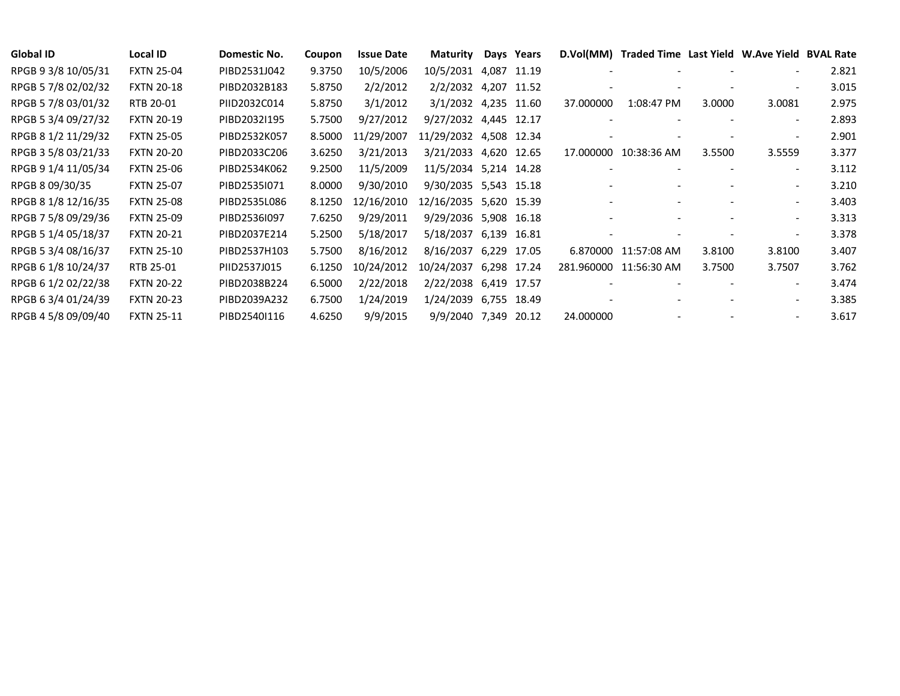| Global ID | Local ID | Domestic No. | Coupon | Issue Date | Maturity | Days | Years | D.Vol(MM) | Traded Time | Last Yield | W.Ave Yield | BVAL Rate |
|---|---|---|---|---|---|---|---|---|---|---|---|---|
| RPGB 9 3/8 10/05/31 | FXTN 25-04 | PIBD2531J042 | 9.3750 | 10/5/2006 | 10/5/2031 | 4,087 | 11.19 | - | - | - | - | 2.821 |
| RPGB 5 7/8 02/02/32 | FXTN 20-18 | PIBD2032B183 | 5.8750 | 2/2/2012 | 2/2/2032 | 4,207 | 11.52 | - | - | - | - | 3.015 |
| RPGB 5 7/8 03/01/32 | RTB 20-01 | PIID2032C014 | 5.8750 | 3/1/2012 | 3/1/2032 | 4,235 | 11.60 | 37.000000 | 1:08:47 PM | 3.0000 | 3.0081 | 2.975 |
| RPGB 5 3/4 09/27/32 | FXTN 20-19 | PIBD2032I195 | 5.7500 | 9/27/2012 | 9/27/2032 | 4,445 | 12.17 | - | - | - | - | 2.893 |
| RPGB 8 1/2 11/29/32 | FXTN 25-05 | PIBD2532K057 | 8.5000 | 11/29/2007 | 11/29/2032 | 4,508 | 12.34 | - | - | - | - | 2.901 |
| RPGB 3 5/8 03/21/33 | FXTN 20-20 | PIBD2033C206 | 3.6250 | 3/21/2013 | 3/21/2033 | 4,620 | 12.65 | 17.000000 | 10:38:36 AM | 3.5500 | 3.5559 | 3.377 |
| RPGB 9 1/4 11/05/34 | FXTN 25-06 | PIBD2534K062 | 9.2500 | 11/5/2009 | 11/5/2034 | 5,214 | 14.28 | - | - | - | - | 3.112 |
| RPGB 8 09/30/35 | FXTN 25-07 | PIBD2535I071 | 8.0000 | 9/30/2010 | 9/30/2035 | 5,543 | 15.18 | - | - | - | - | 3.210 |
| RPGB 8 1/8 12/16/35 | FXTN 25-08 | PIBD2535L086 | 8.1250 | 12/16/2010 | 12/16/2035 | 5,620 | 15.39 | - | - | - | - | 3.403 |
| RPGB 7 5/8 09/29/36 | FXTN 25-09 | PIBD2536I097 | 7.6250 | 9/29/2011 | 9/29/2036 | 5,908 | 16.18 | - | - | - | - | 3.313 |
| RPGB 5 1/4 05/18/37 | FXTN 20-21 | PIBD2037E214 | 5.2500 | 5/18/2017 | 5/18/2037 | 6,139 | 16.81 | - | - | - | - | 3.378 |
| RPGB 5 3/4 08/16/37 | FXTN 25-10 | PIBD2537H103 | 5.7500 | 8/16/2012 | 8/16/2037 | 6,229 | 17.05 | 6.870000 | 11:57:08 AM | 3.8100 | 3.8100 | 3.407 |
| RPGB 6 1/8 10/24/37 | RTB 25-01 | PIID2537J015 | 6.1250 | 10/24/2012 | 10/24/2037 | 6,298 | 17.24 | 281.960000 | 11:56:30 AM | 3.7500 | 3.7507 | 3.762 |
| RPGB 6 1/2 02/22/38 | FXTN 20-22 | PIBD2038B224 | 6.5000 | 2/22/2018 | 2/22/2038 | 6,419 | 17.57 | - | - | - | - | 3.474 |
| RPGB 6 3/4 01/24/39 | FXTN 20-23 | PIBD2039A232 | 6.7500 | 1/24/2019 | 1/24/2039 | 6,755 | 18.49 | - | - | - | - | 3.385 |
| RPGB 4 5/8 09/09/40 | FXTN 25-11 | PIBD2540I116 | 4.6250 | 9/9/2015 | 9/9/2040 | 7,349 | 20.12 | 24.000000 | - | - | - | 3.617 |